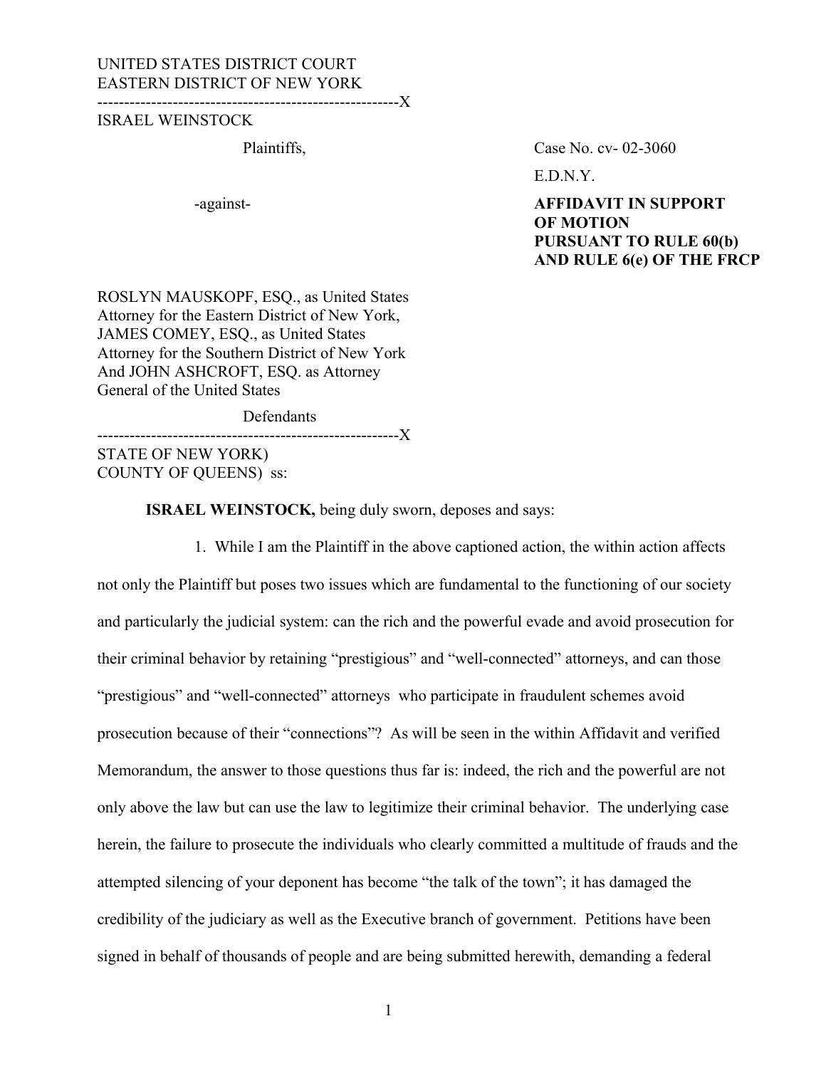UNITED STATES DISTRICT COURT
EASTERN DISTRICT OF NEW YORK

--------------------------------------------------------X

ISRAEL WEINSTOCK

Plaintiffs,

-against-

ROSLYN MAUSKOPF, ESQ., as United States Attorney for the Eastern District of New York, JAMES COMEY, ESQ., as United States Attorney for the Southern District of New York And JOHN ASHCROFT, ESQ. as Attorney General of the United States

Defendants

--------------------------------------------------------X

Case No. cv- 02-3060

E.D.N.Y.

**AFFIDAVIT IN SUPPORT OF MOTION PURSUANT TO RULE 60(b) AND RULE 6(e) OF THE FRCP**

STATE OF NEW YORK)
COUNTY OF QUEENS) ss:

**ISRAEL WEINSTOCK,** being duly sworn, deposes and says:

1. While I am the Plaintiff in the above captioned action, the within action affects not only the Plaintiff but poses two issues which are fundamental to the functioning of our society and particularly the judicial system: can the rich and the powerful evade and avoid prosecution for their criminal behavior by retaining "prestigious" and "well-connected" attorneys, and can those "prestigious" and "well-connected" attorneys who participate in fraudulent schemes avoid prosecution because of their "connections"? As will be seen in the within Affidavit and verified Memorandum, the answer to those questions thus far is: indeed, the rich and the powerful are not only above the law but can use the law to legitimize their criminal behavior. The underlying case herein, the failure to prosecute the individuals who clearly committed a multitude of frauds and the attempted silencing of your deponent has become "the talk of the town"; it has damaged the credibility of the judiciary as well as the Executive branch of government. Petitions have been signed in behalf of thousands of people and are being submitted herewith, demanding a federal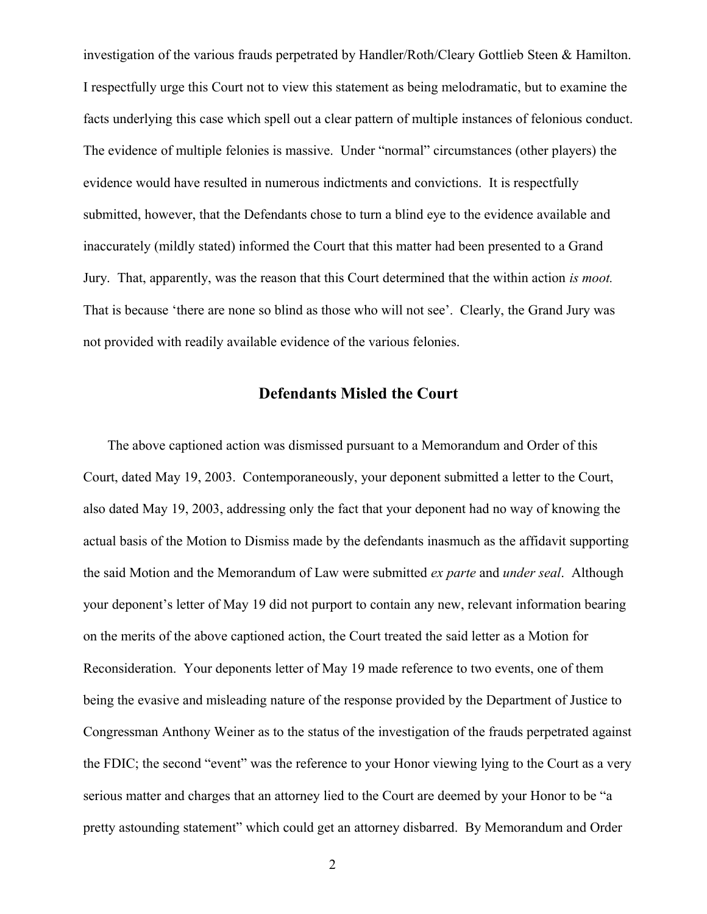investigation of the various frauds perpetrated by Handler/Roth/Cleary Gottlieb Steen & Hamilton. I respectfully urge this Court not to view this statement as being melodramatic, but to examine the facts underlying this case which spell out a clear pattern of multiple instances of felonious conduct. The evidence of multiple felonies is massive. Under "normal" circumstances (other players) the evidence would have resulted in numerous indictments and convictions. It is respectfully submitted, however, that the Defendants chose to turn a blind eye to the evidence available and inaccurately (mildly stated) informed the Court that this matter had been presented to a Grand Jury. That, apparently, was the reason that this Court determined that the within action *is moot.* That is because 'there are none so blind as those who will not see'. Clearly, the Grand Jury was not provided with readily available evidence of the various felonies.

## Defendants Misled the Court

The above captioned action was dismissed pursuant to a Memorandum and Order of this Court, dated May 19, 2003. Contemporaneously, your deponent submitted a letter to the Court, also dated May 19, 2003, addressing only the fact that your deponent had no way of knowing the actual basis of the Motion to Dismiss made by the defendants inasmuch as the affidavit supporting the said Motion and the Memorandum of Law were submitted *ex parte* and *under seal*. Although your deponent's letter of May 19 did not purport to contain any new, relevant information bearing on the merits of the above captioned action, the Court treated the said letter as a Motion for Reconsideration. Your deponents letter of May 19 made reference to two events, one of them being the evasive and misleading nature of the response provided by the Department of Justice to Congressman Anthony Weiner as to the status of the investigation of the frauds perpetrated against the FDIC; the second "event" was the reference to your Honor viewing lying to the Court as a very serious matter and charges that an attorney lied to the Court are deemed by your Honor to be "a pretty astounding statement" which could get an attorney disbarred. By Memorandum and Order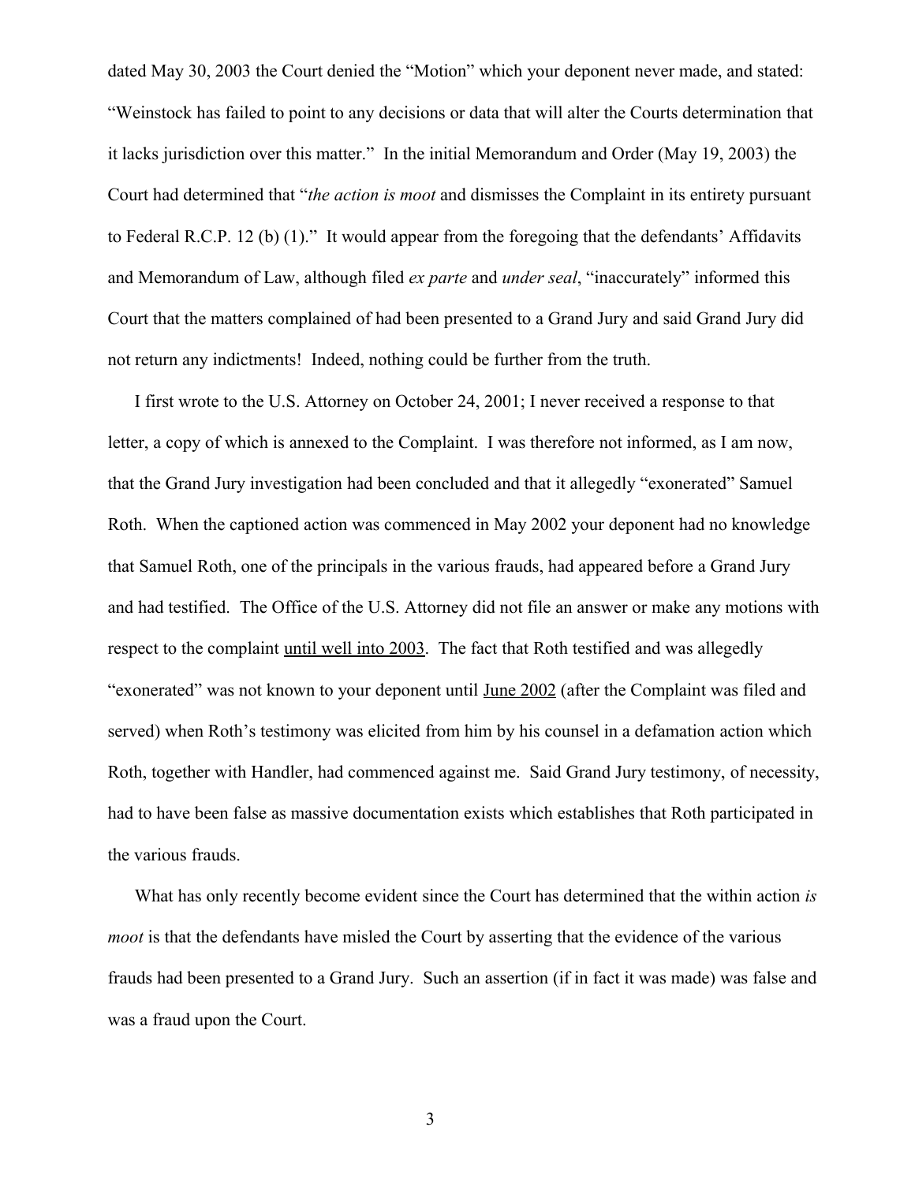dated May 30, 2003 the Court denied the "Motion" which your deponent never made, and stated: "Weinstock has failed to point to any decisions or data that will alter the Courts determination that it lacks jurisdiction over this matter." In the initial Memorandum and Order (May 19, 2003) the Court had determined that "*the action is moot* and dismisses the Complaint in its entirety pursuant to Federal R.C.P. 12 (b) (1)." It would appear from the foregoing that the defendants' Affidavits and Memorandum of Law, although filed *ex parte* and *under seal*, "inaccurately" informed this Court that the matters complained of had been presented to a Grand Jury and said Grand Jury did not return any indictments! Indeed, nothing could be further from the truth.

I first wrote to the U.S. Attorney on October 24, 2001; I never received a response to that letter, a copy of which is annexed to the Complaint. I was therefore not informed, as I am now, that the Grand Jury investigation had been concluded and that it allegedly "exonerated" Samuel Roth. When the captioned action was commenced in May 2002 your deponent had no knowledge that Samuel Roth, one of the principals in the various frauds, had appeared before a Grand Jury and had testified. The Office of the U.S. Attorney did not file an answer or make any motions with respect to the complaint <u>until well into 2003</u>. The fact that Roth testified and was allegedly "exonerated" was not known to your deponent until <u>June 2002</u> (after the Complaint was filed and served) when Roth's testimony was elicited from him by his counsel in a defamation action which Roth, together with Handler, had commenced against me. Said Grand Jury testimony, of necessity, had to have been false as massive documentation exists which establishes that Roth participated in the various frauds.

What has only recently become evident since the Court has determined that the within action *is moot* is that the defendants have misled the Court by asserting that the evidence of the various frauds had been presented to a Grand Jury. Such an assertion (if in fact it was made) was false and was a fraud upon the Court.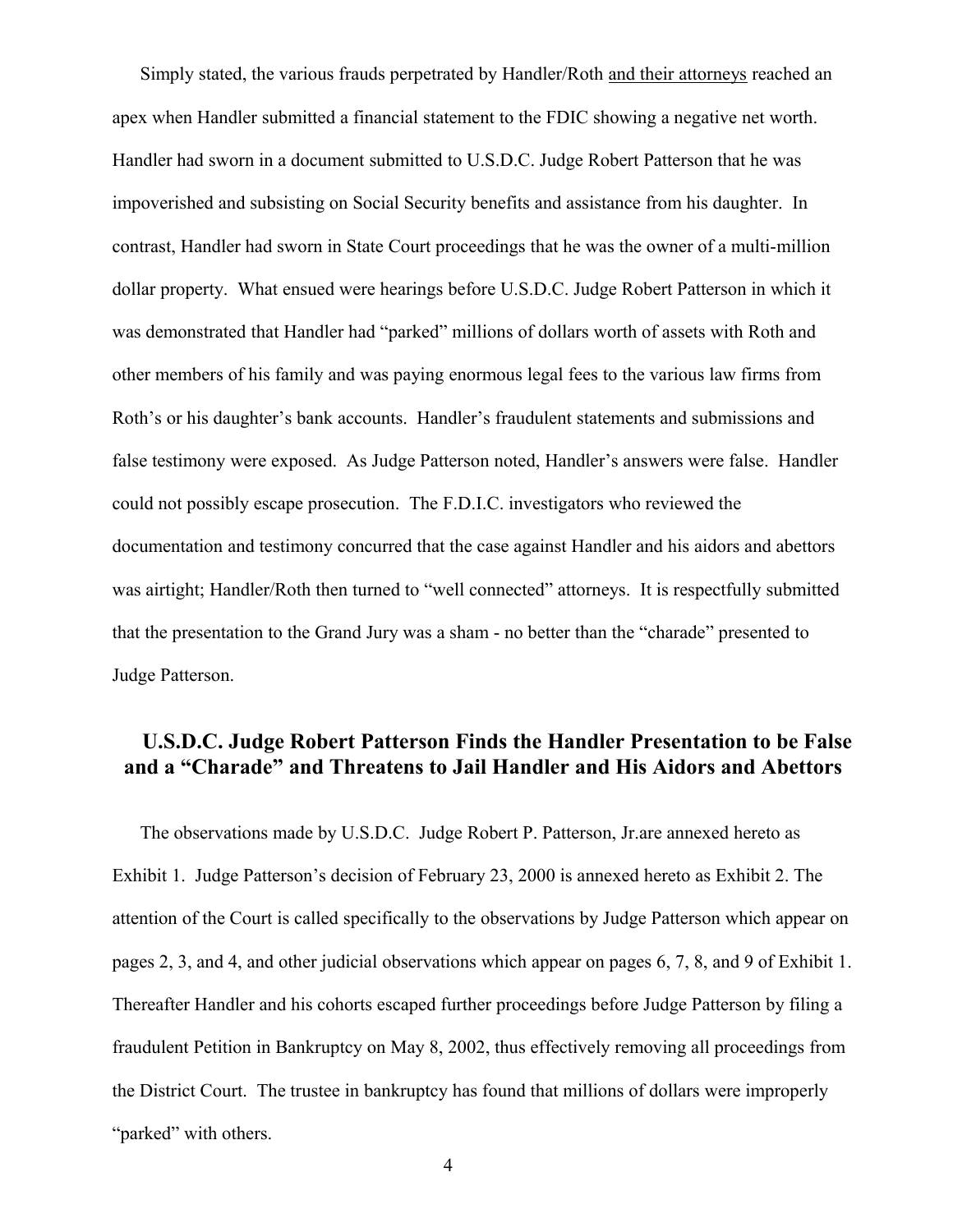Simply stated, the various frauds perpetrated by Handler/Roth <u>and their attorneys</u> reached an apex when Handler submitted a financial statement to the FDIC showing a negative net worth. Handler had sworn in a document submitted to U.S.D.C. Judge Robert Patterson that he was impoverished and subsisting on Social Security benefits and assistance from his daughter. In contrast, Handler had sworn in State Court proceedings that he was the owner of a multi-million dollar property. What ensued were hearings before U.S.D.C. Judge Robert Patterson in which it was demonstrated that Handler had "parked" millions of dollars worth of assets with Roth and other members of his family and was paying enormous legal fees to the various law firms from Roth's or his daughter's bank accounts. Handler's fraudulent statements and submissions and false testimony were exposed. As Judge Patterson noted, Handler's answers were false. Handler could not possibly escape prosecution. The F.D.I.C. investigators who reviewed the documentation and testimony concurred that the case against Handler and his aidors and abettors was airtight; Handler/Roth then turned to "well connected" attorneys. It is respectfully submitted that the presentation to the Grand Jury was a sham - no better than the "charade" presented to Judge Patterson.

## U.S.D.C. Judge Robert Patterson Finds the Handler Presentation to be False and a "Charade" and Threatens to Jail Handler and His Aidors and Abettors

The observations made by U.S.D.C. Judge Robert P. Patterson, Jr.are annexed hereto as Exhibit 1. Judge Patterson's decision of February 23, 2000 is annexed hereto as Exhibit 2. The attention of the Court is called specifically to the observations by Judge Patterson which appear on pages 2, 3, and 4, and other judicial observations which appear on pages 6, 7, 8, and 9 of Exhibit 1. Thereafter Handler and his cohorts escaped further proceedings before Judge Patterson by filing a fraudulent Petition in Bankruptcy on May 8, 2002, thus effectively removing all proceedings from the District Court. The trustee in bankruptcy has found that millions of dollars were improperly "parked" with others.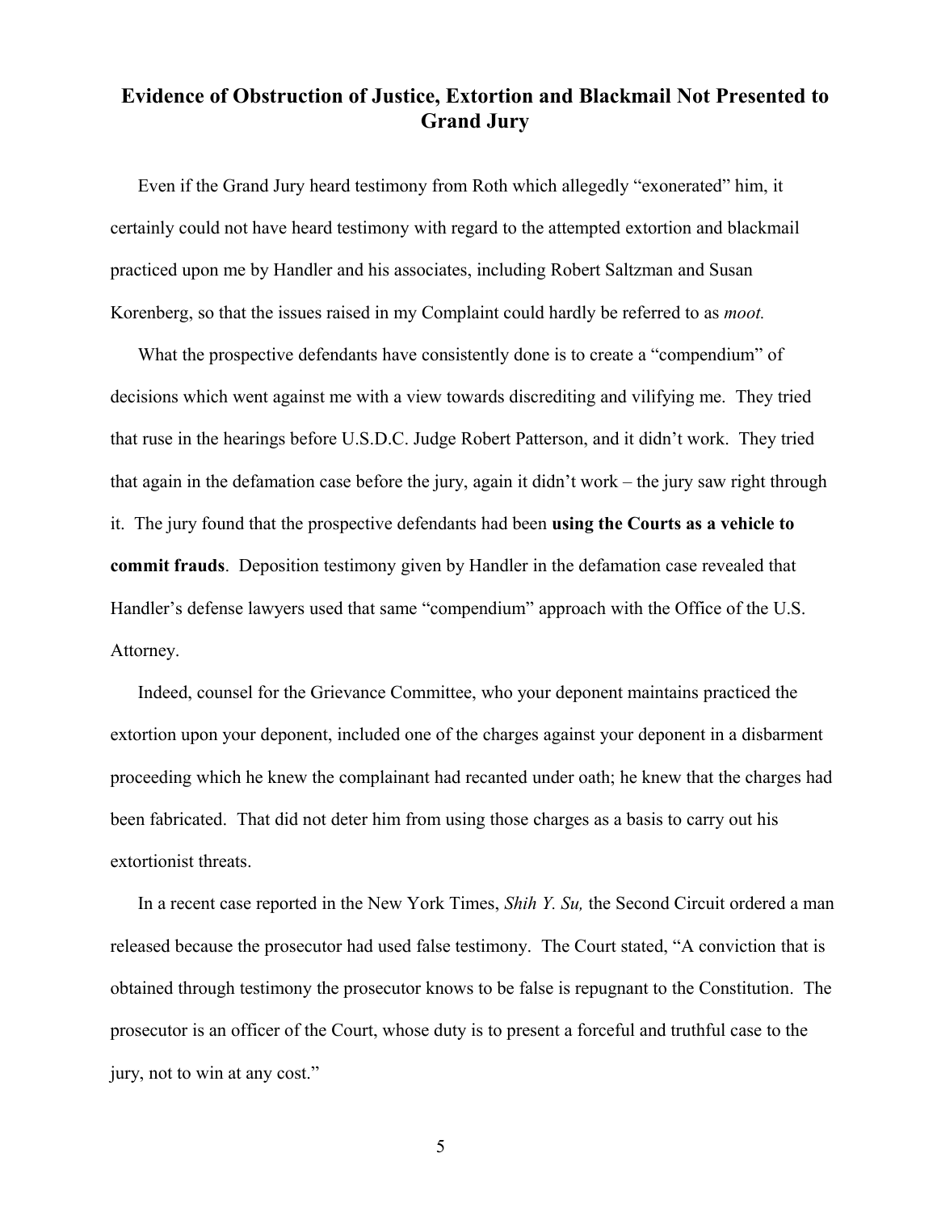## Evidence of Obstruction of Justice, Extortion and Blackmail Not Presented to Grand Jury

Even if the Grand Jury heard testimony from Roth which allegedly "exonerated" him, it certainly could not have heard testimony with regard to the attempted extortion and blackmail practiced upon me by Handler and his associates, including Robert Saltzman and Susan Korenberg, so that the issues raised in my Complaint could hardly be referred to as *moot.*

What the prospective defendants have consistently done is to create a "compendium" of decisions which went against me with a view towards discrediting and vilifying me. They tried that ruse in the hearings before U.S.D.C. Judge Robert Patterson, and it didn't work. They tried that again in the defamation case before the jury, again it didn't work – the jury saw right through it. The jury found that the prospective defendants had been **using the Courts as a vehicle to commit frauds**. Deposition testimony given by Handler in the defamation case revealed that Handler's defense lawyers used that same "compendium" approach with the Office of the U.S. Attorney.

Indeed, counsel for the Grievance Committee, who your deponent maintains practiced the extortion upon your deponent, included one of the charges against your deponent in a disbarment proceeding which he knew the complainant had recanted under oath; he knew that the charges had been fabricated. That did not deter him from using those charges as a basis to carry out his extortionist threats.

In a recent case reported in the New York Times, *Shih Y. Su,* the Second Circuit ordered a man released because the prosecutor had used false testimony. The Court stated, "A conviction that is obtained through testimony the prosecutor knows to be false is repugnant to the Constitution. The prosecutor is an officer of the Court, whose duty is to present a forceful and truthful case to the jury, not to win at any cost."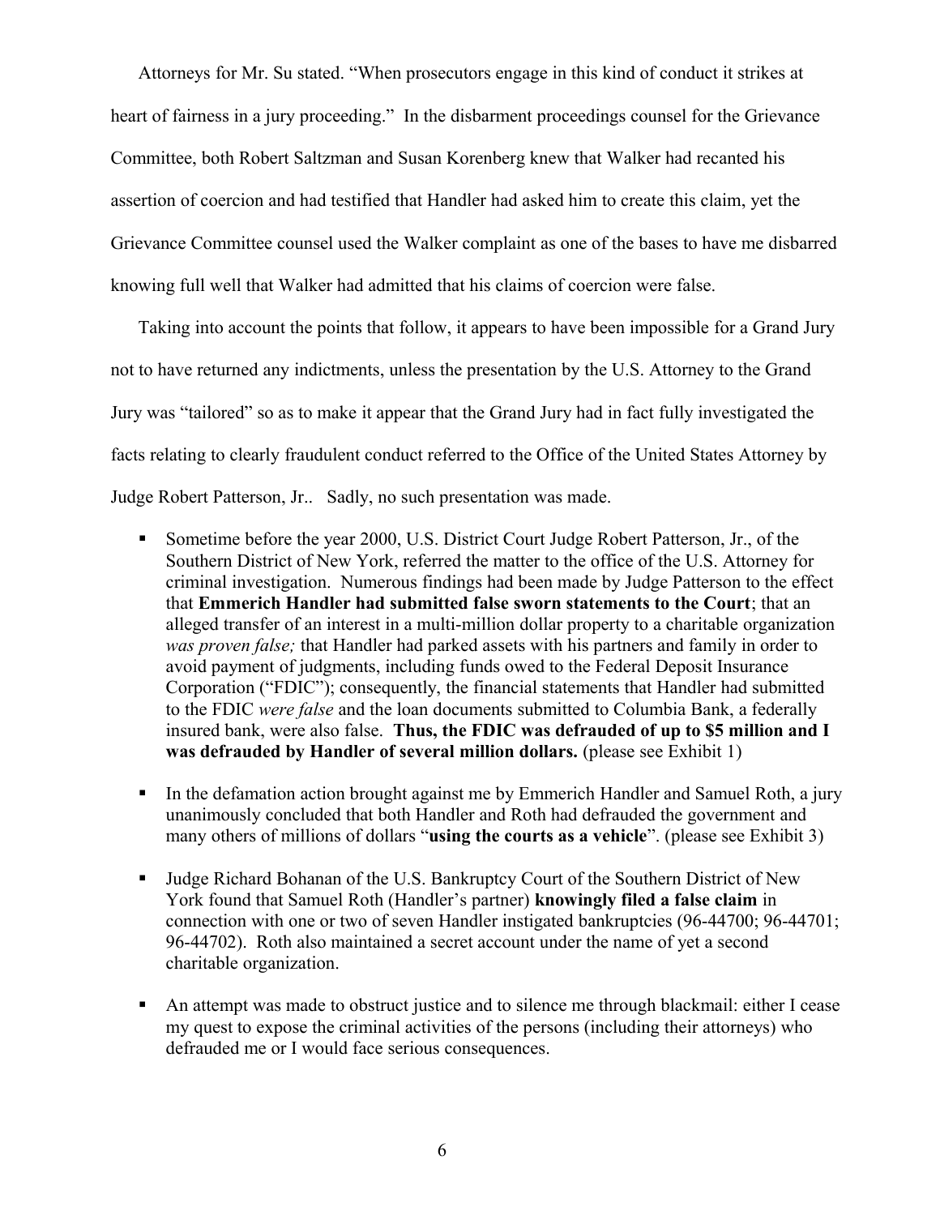Attorneys for Mr. Su stated. "When prosecutors engage in this kind of conduct it strikes at heart of fairness in a jury proceeding." In the disbarment proceedings counsel for the Grievance Committee, both Robert Saltzman and Susan Korenberg knew that Walker had recanted his assertion of coercion and had testified that Handler had asked him to create this claim, yet the Grievance Committee counsel used the Walker complaint as one of the bases to have me disbarred knowing full well that Walker had admitted that his claims of coercion were false.

Taking into account the points that follow, it appears to have been impossible for a Grand Jury not to have returned any indictments, unless the presentation by the U.S. Attorney to the Grand Jury was "tailored" so as to make it appear that the Grand Jury had in fact fully investigated the facts relating to clearly fraudulent conduct referred to the Office of the United States Attorney by Judge Robert Patterson, Jr.. Sadly, no such presentation was made.

- Sometime before the year 2000, U.S. District Court Judge Robert Patterson, Jr., of the Southern District of New York, referred the matter to the office of the U.S. Attorney for criminal investigation. Numerous findings had been made by Judge Patterson to the effect that **Emmerich Handler had submitted false sworn statements to the Court**; that an alleged transfer of an interest in a multi-million dollar property to a charitable organization *was proven false;* that Handler had parked assets with his partners and family in order to avoid payment of judgments, including funds owed to the Federal Deposit Insurance Corporation ("FDIC"); consequently, the financial statements that Handler had submitted to the FDIC *were false* and the loan documents submitted to Columbia Bank, a federally insured bank, were also false. **Thus, the FDIC was defrauded of up to $5 million and I was defrauded by Handler of several million dollars.** (please see Exhibit 1)

- In the defamation action brought against me by Emmerich Handler and Samuel Roth, a jury unanimously concluded that both Handler and Roth had defrauded the government and many others of millions of dollars "**using the courts as a vehicle**". (please see Exhibit 3)

- Judge Richard Bohanan of the U.S. Bankruptcy Court of the Southern District of New York found that Samuel Roth (Handler's partner) **knowingly filed a false claim** in connection with one or two of seven Handler instigated bankruptcies (96-44700; 96-44701; 96-44702). Roth also maintained a secret account under the name of yet a second charitable organization.

- An attempt was made to obstruct justice and to silence me through blackmail: either I cease my quest to expose the criminal activities of the persons (including their attorneys) who defrauded me or I would face serious consequences.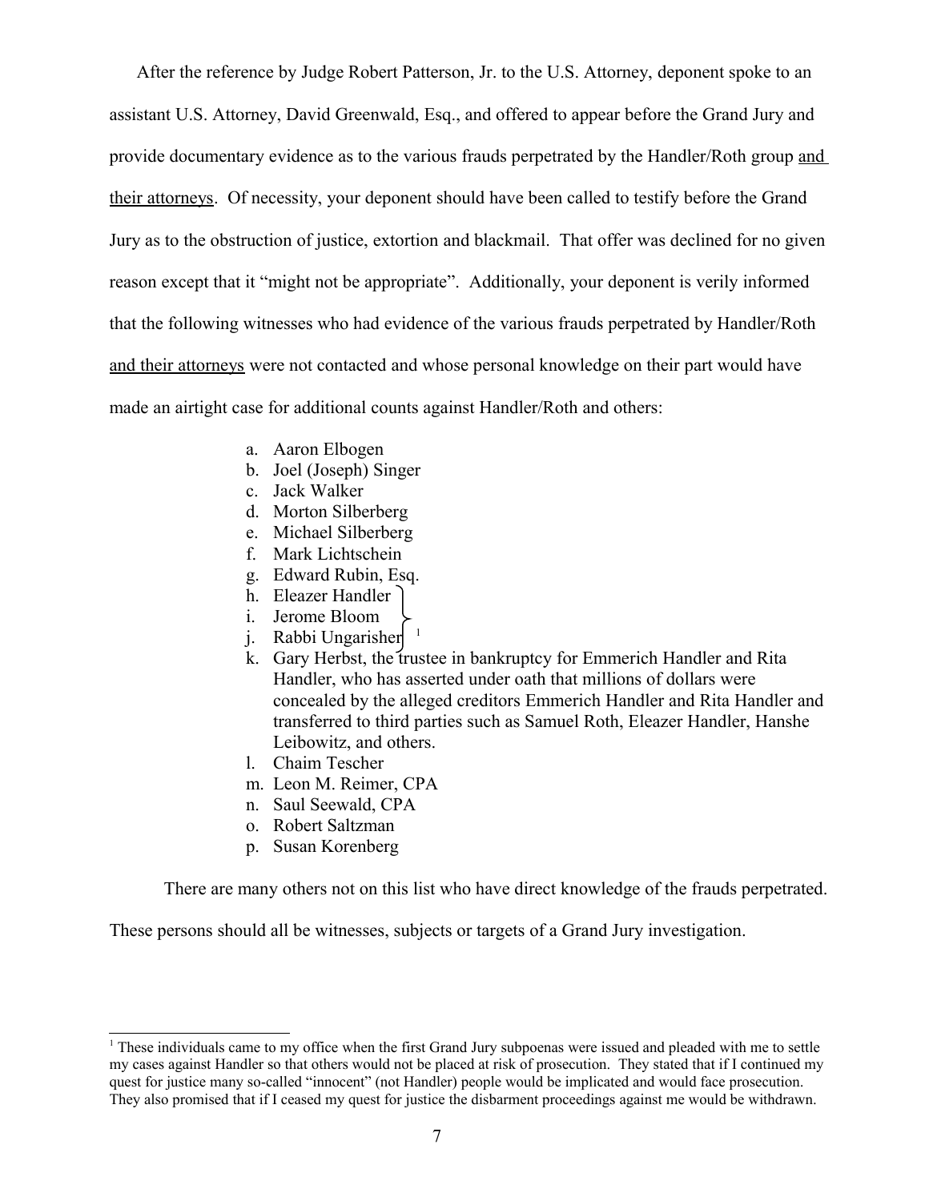After the reference by Judge Robert Patterson, Jr. to the U.S. Attorney, deponent spoke to an assistant U.S. Attorney, David Greenwald, Esq., and offered to appear before the Grand Jury and provide documentary evidence as to the various frauds perpetrated by the Handler/Roth group <u>and their attorneys</u>. Of necessity, your deponent should have been called to testify before the Grand Jury as to the obstruction of justice, extortion and blackmail. That offer was declined for no given reason except that it "might not be appropriate". Additionally, your deponent is verily informed that the following witnesses who had evidence of the various frauds perpetrated by Handler/Roth <u>and their attorneys</u> were not contacted and whose personal knowledge on their part would have made an airtight case for additional counts against Handler/Roth and others:

a. Aaron Elbogen
b. Joel (Joseph) Singer
c. Jack Walker
d. Morton Silberberg
e. Michael Silberberg
f. Mark Lichtschein
g. Edward Rubin, Esq.
h. Eleazer Handler [1]
i. Jerome Bloom [1]
j. Rabbi Ungarisher [1]
k. Gary Herbst, the trustee in bankruptcy for Emmerich Handler and Rita Handler, who has asserted under oath that millions of dollars were concealed by the alleged creditors Emmerich Handler and Rita Handler and transferred to third parties such as Samuel Roth, Eleazer Handler, Hanshe Leibowitz, and others.
l. Chaim Tescher
m. Leon M. Reimer, CPA
n. Saul Seewald, CPA
o. Robert Saltzman
p. Susan Korenberg

There are many others not on this list who have direct knowledge of the frauds perpetrated. These persons should all be witnesses, subjects or targets of a Grand Jury investigation.

---

[1] These individuals came to my office when the first Grand Jury subpoenas were issued and pleaded with me to settle my cases against Handler so that others would not be placed at risk of prosecution. They stated that if I continued my quest for justice many so-called "innocent" (not Handler) people would be implicated and would face prosecution. They also promised that if I ceased my quest for justice the disbarment proceedings against me would be withdrawn.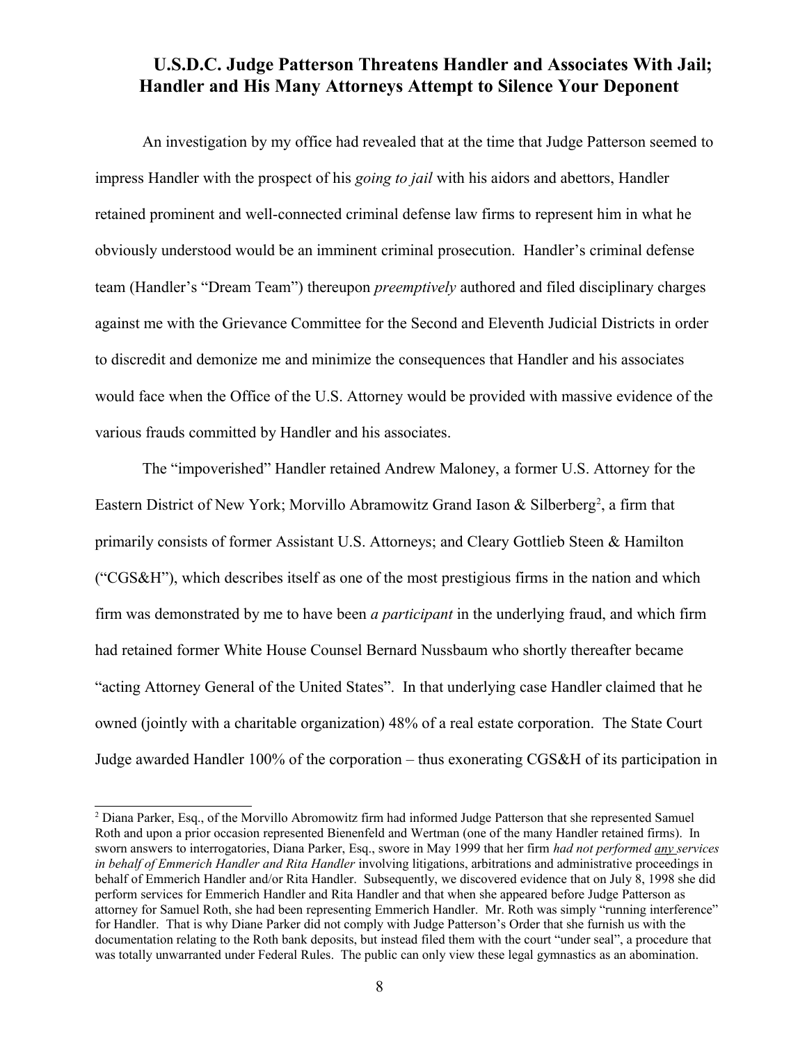## U.S.D.C. Judge Patterson Threatens Handler and Associates With Jail; Handler and His Many Attorneys Attempt to Silence Your Deponent

An investigation by my office had revealed that at the time that Judge Patterson seemed to impress Handler with the prospect of his *going to jail* with his aidors and abettors, Handler retained prominent and well-connected criminal defense law firms to represent him in what he obviously understood would be an imminent criminal prosecution. Handler's criminal defense team (Handler's "Dream Team") thereupon *preemptively* authored and filed disciplinary charges against me with the Grievance Committee for the Second and Eleventh Judicial Districts in order to discredit and demonize me and minimize the consequences that Handler and his associates would face when the Office of the U.S. Attorney would be provided with massive evidence of the various frauds committed by Handler and his associates.

The "impoverished" Handler retained Andrew Maloney, a former U.S. Attorney for the Eastern District of New York; Morvillo Abramowitz Grand Iason & Silberberg[2], a firm that primarily consists of former Assistant U.S. Attorneys; and Cleary Gottlieb Steen & Hamilton ("CGS&H"), which describes itself as one of the most prestigious firms in the nation and which firm was demonstrated by me to have been *a participant* in the underlying fraud, and which firm had retained former White House Counsel Bernard Nussbaum who shortly thereafter became "acting Attorney General of the United States". In that underlying case Handler claimed that he owned (jointly with a charitable organization) 48% of a real estate corporation. The State Court Judge awarded Handler 100% of the corporation – thus exonerating CGS&H of its participation in

[2] Diana Parker, Esq., of the Morvillo Abromowitz firm had informed Judge Patterson that she represented Samuel Roth and upon a prior occasion represented Bienenfeld and Wertman (one of the many Handler retained firms). In sworn answers to interrogatories, Diana Parker, Esq., swore in May 1999 that her firm *had not performed any services in behalf of Emmerich Handler and Rita Handler* involving litigations, arbitrations and administrative proceedings in behalf of Emmerich Handler and/or Rita Handler. Subsequently, we discovered evidence that on July 8, 1998 she did perform services for Emmerich Handler and Rita Handler and that when she appeared before Judge Patterson as attorney for Samuel Roth, she had been representing Emmerich Handler. Mr. Roth was simply "running interference" for Handler. That is why Diane Parker did not comply with Judge Patterson's Order that she furnish us with the documentation relating to the Roth bank deposits, but instead filed them with the court "under seal", a procedure that was totally unwarranted under Federal Rules. The public can only view these legal gymnastics as an abomination.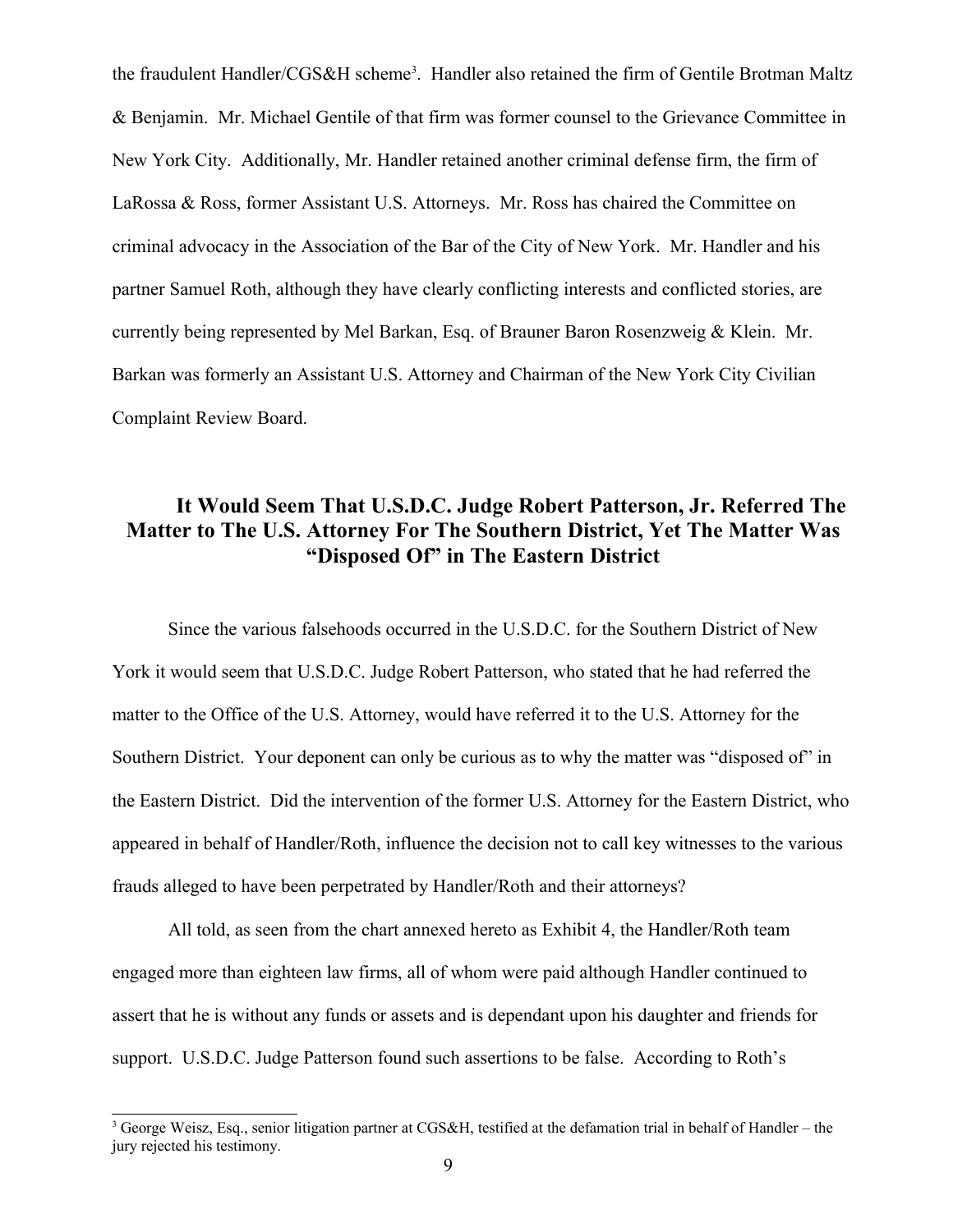the fraudulent Handler/CGS&H scheme[3]. Handler also retained the firm of Gentile Brotman Maltz & Benjamin. Mr. Michael Gentile of that firm was former counsel to the Grievance Committee in New York City. Additionally, Mr. Handler retained another criminal defense firm, the firm of LaRossa & Ross, former Assistant U.S. Attorneys. Mr. Ross has chaired the Committee on criminal advocacy in the Association of the Bar of the City of New York. Mr. Handler and his partner Samuel Roth, although they have clearly conflicting interests and conflicted stories, are currently being represented by Mel Barkan, Esq. of Brauner Baron Rosenzweig & Klein. Mr. Barkan was formerly an Assistant U.S. Attorney and Chairman of the New York City Civilian Complaint Review Board.

## It Would Seem That U.S.D.C. Judge Robert Patterson, Jr. Referred The Matter to The U.S. Attorney For The Southern District, Yet The Matter Was "Disposed Of" in The Eastern District

Since the various falsehoods occurred in the U.S.D.C. for the Southern District of New York it would seem that U.S.D.C. Judge Robert Patterson, who stated that he had referred the matter to the Office of the U.S. Attorney, would have referred it to the U.S. Attorney for the Southern District. Your deponent can only be curious as to why the matter was "disposed of" in the Eastern District. Did the intervention of the former U.S. Attorney for the Eastern District, who appeared in behalf of Handler/Roth, influence the decision not to call key witnesses to the various frauds alleged to have been perpetrated by Handler/Roth and their attorneys?

All told, as seen from the chart annexed hereto as Exhibit 4, the Handler/Roth team engaged more than eighteen law firms, all of whom were paid although Handler continued to assert that he is without any funds or assets and is dependant upon his daughter and friends for support. U.S.D.C. Judge Patterson found such assertions to be false. According to Roth's

[3] George Weisz, Esq., senior litigation partner at CGS&H, testified at the defamation trial in behalf of Handler – the jury rejected his testimony.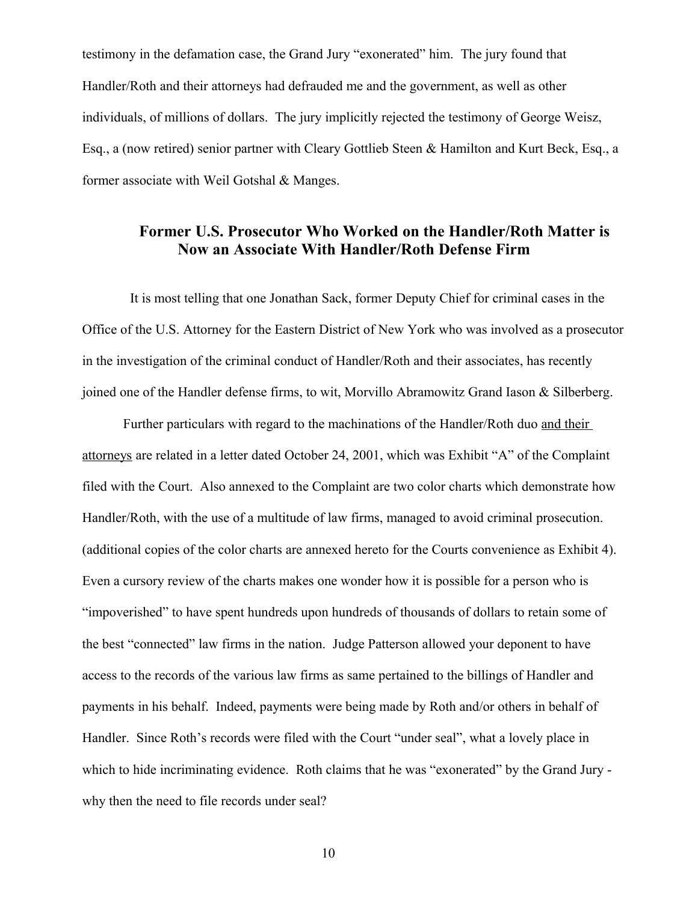testimony in the defamation case, the Grand Jury "exonerated" him. The jury found that Handler/Roth and their attorneys had defrauded me and the government, as well as other individuals, of millions of dollars. The jury implicitly rejected the testimony of George Weisz, Esq., a (now retired) senior partner with Cleary Gottlieb Steen & Hamilton and Kurt Beck, Esq., a former associate with Weil Gotshal & Manges.

## Former U.S. Prosecutor Who Worked on the Handler/Roth Matter is Now an Associate With Handler/Roth Defense Firm

It is most telling that one Jonathan Sack, former Deputy Chief for criminal cases in the Office of the U.S. Attorney for the Eastern District of New York who was involved as a prosecutor in the investigation of the criminal conduct of Handler/Roth and their associates, has recently joined one of the Handler defense firms, to wit, Morvillo Abramowitz Grand Iason & Silberberg.

Further particulars with regard to the machinations of the Handler/Roth duo <u>and their attorneys</u> are related in a letter dated October 24, 2001, which was Exhibit "A" of the Complaint filed with the Court. Also annexed to the Complaint are two color charts which demonstrate how Handler/Roth, with the use of a multitude of law firms, managed to avoid criminal prosecution. (additional copies of the color charts are annexed hereto for the Courts convenience as Exhibit 4). Even a cursory review of the charts makes one wonder how it is possible for a person who is "impoverished" to have spent hundreds upon hundreds of thousands of dollars to retain some of the best "connected" law firms in the nation. Judge Patterson allowed your deponent to have access to the records of the various law firms as same pertained to the billings of Handler and payments in his behalf. Indeed, payments were being made by Roth and/or others in behalf of Handler. Since Roth's records were filed with the Court "under seal", what a lovely place in which to hide incriminating evidence. Roth claims that he was "exonerated" by the Grand Jury - why then the need to file records under seal?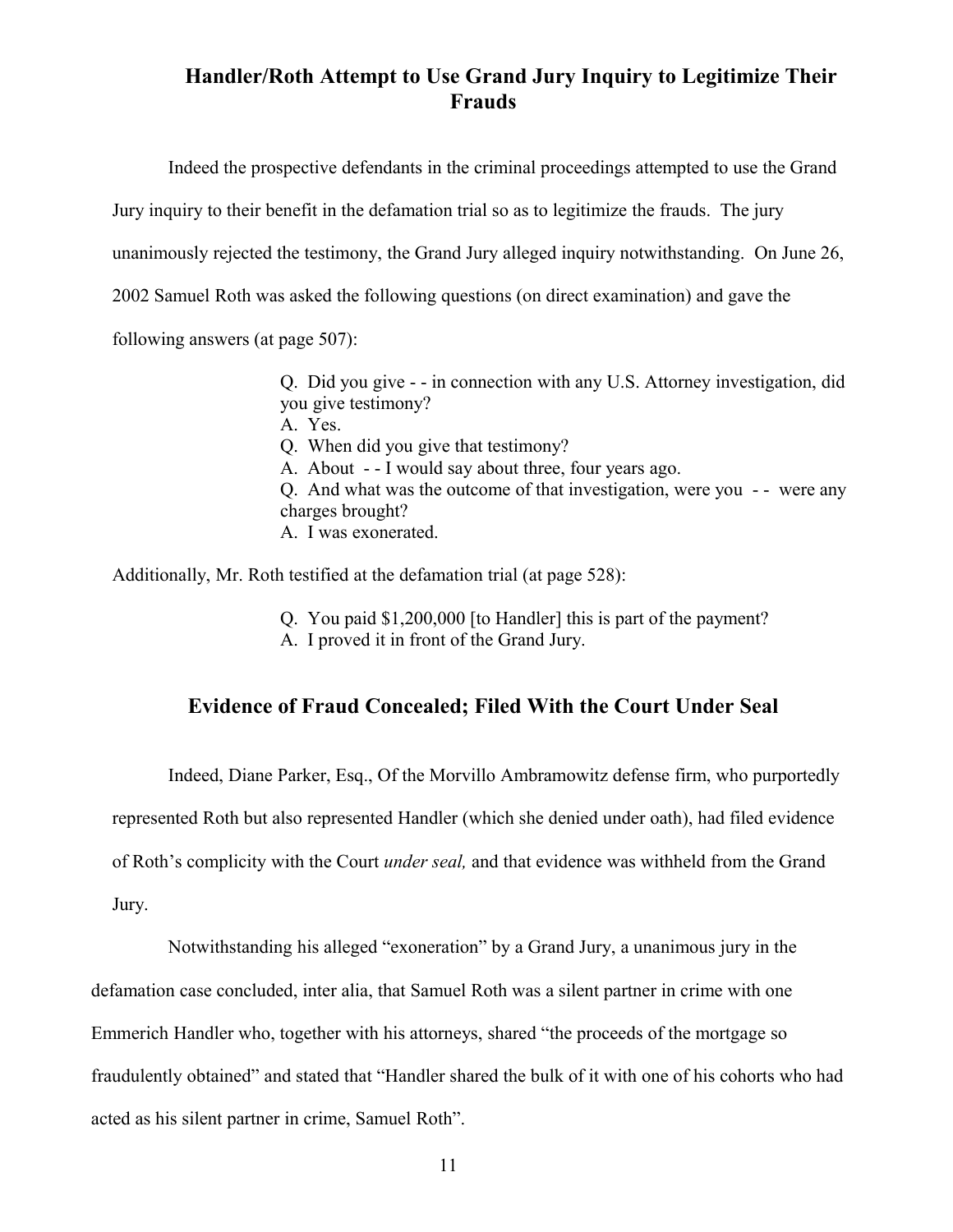## Handler/Roth Attempt to Use Grand Jury Inquiry to Legitimize Their Frauds

Indeed the prospective defendants in the criminal proceedings attempted to use the Grand Jury inquiry to their benefit in the defamation trial so as to legitimize the frauds. The jury unanimously rejected the testimony, the Grand Jury alleged inquiry notwithstanding. On June 26, 2002 Samuel Roth was asked the following questions (on direct examination) and gave the following answers (at page 507):

> Q. Did you give - - in connection with any U.S. Attorney investigation, did you give testimony?
> A. Yes.
> Q. When did you give that testimony?
> A. About - - I would say about three, four years ago.
> Q. And what was the outcome of that investigation, were you - - were any charges brought?
> A. I was exonerated.

Additionally, Mr. Roth testified at the defamation trial (at page 528):

> Q. You paid $1,200,000 [to Handler] this is part of the payment?
> A. I proved it in front of the Grand Jury.

## Evidence of Fraud Concealed; Filed With the Court Under Seal

Indeed, Diane Parker, Esq., Of the Morvillo Ambramowitz defense firm, who purportedly represented Roth but also represented Handler (which she denied under oath), had filed evidence of Roth's complicity with the Court *under seal,* and that evidence was withheld from the Grand Jury.

Notwithstanding his alleged "exoneration" by a Grand Jury, a unanimous jury in the defamation case concluded, inter alia, that Samuel Roth was a silent partner in crime with one Emmerich Handler who, together with his attorneys, shared "the proceeds of the mortgage so fraudulently obtained" and stated that "Handler shared the bulk of it with one of his cohorts who had acted as his silent partner in crime, Samuel Roth".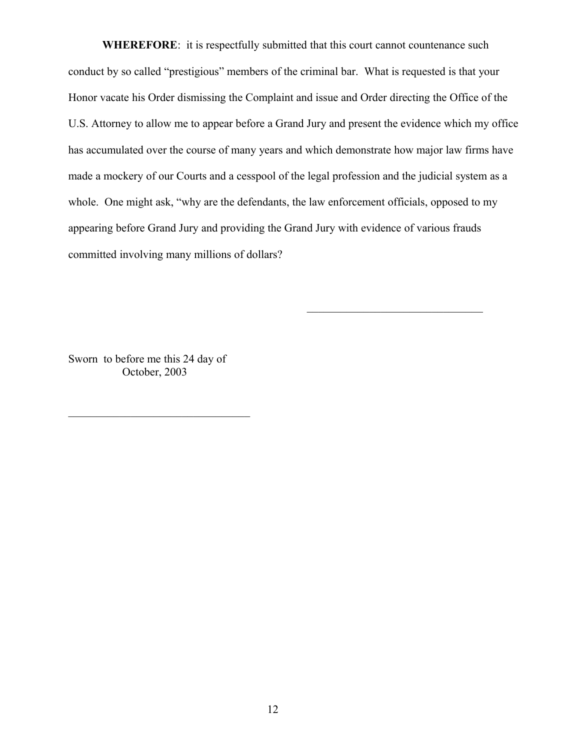**WHEREFORE**: it is respectfully submitted that this court cannot countenance such conduct by so called "prestigious" members of the criminal bar. What is requested is that your Honor vacate his Order dismissing the Complaint and issue and Order directing the Office of the U.S. Attorney to allow me to appear before a Grand Jury and present the evidence which my office has accumulated over the course of many years and which demonstrate how major law firms have made a mockery of our Courts and a cesspool of the legal profession and the judicial system as a whole. One might ask, "why are the defendants, the law enforcement officials, opposed to my appearing before Grand Jury and providing the Grand Jury with evidence of various frauds committed involving many millions of dollars?

\_\_\_\_\_\_\_\_\_\_\_\_\_\_\_\_\_\_\_\_\_\_\_\_\_\_\_\_\_\_\_\_

Sworn to before me this 24 day of
October, 2003

\_\_\_\_\_\_\_\_\_\_\_\_\_\_\_\_\_\_\_\_\_\_\_\_\_\_\_\_\_\_\_\_